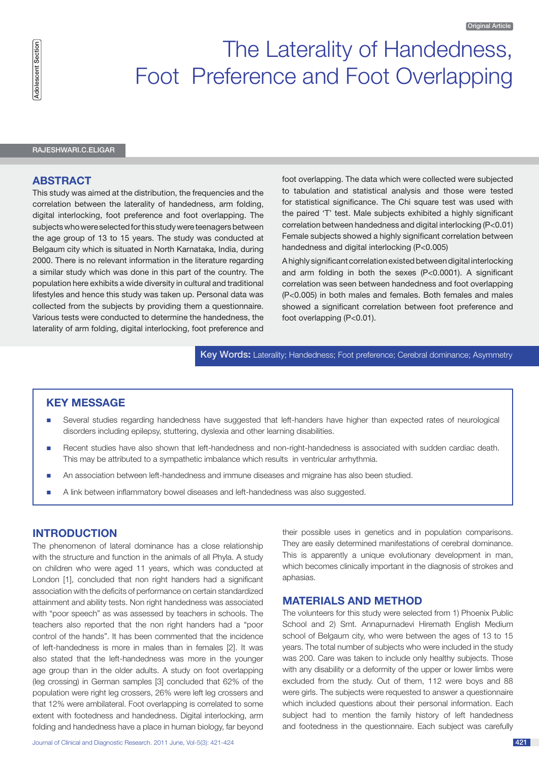Original Article

Adolescent Section

# The Laterality of Handedness, Foot Preference and Foot Overlapping

RAJESHWARI.C.ELIGAR

## ABSTRACT

This study was aimed at the distribution, the frequencies and the correlation between the laterality of handedness, arm folding, digital interlocking, foot preference and foot overlapping. The subjects who were selected for this study were teenagers between the age group of 13 to 15 years. The study was conducted at Belgaum city which is situated in North Karnataka, India, during 2000. There is no relevant information in the literature regarding a similar study which was done in this part of the country. The population here exhibits a wide diversity in cultural and traditional lifestyles and hence this study was taken up. Personal data was collected from the subjects by providing them a questionnaire. Various tests were conducted to determine the handedness, the laterality of arm folding, digital interlocking, foot preference and foot overlapping. The data which were collected were subjected to tabulation and statistical analysis and those were tested for statistical significance. The Chi square test was used with the paired 'T' test. Male subjects exhibited a highly significant correlation between handedness and digital interlocking ($P<0.01$) Female subjects showed a highly significant correlation between handedness and digital interlocking ($P<0.005$)

A highly significant correlation existed between digital interlocking and arm folding in both the sexes ($P<0.0001$). A significant correlation was seen between handedness and foot overlapping ($P<0.005$) in both males and females. Both females and males showed a significant correlation between foot preference and foot overlapping ($P<0.01$).

**Key Words:** Laterality; Handedness; Foot preference; Cerebral dominance; Asymmetry

## KEY MESSAGE

- Several studies regarding handedness have suggested that left-handers have higher than expected rates of neurological disorders including epilepsy, stuttering, dyslexia and other learning disabilities.
- Recent studies have also shown that left-handedness and non-right-handedness is associated with sudden cardiac death. This may be attributed to a sympathetic imbalance which results in ventricular arrhythmia.
- An association between left-handedness and immune diseases and migraine has also been studied.
- A link between inflammatory bowel diseases and left-handedness was also suggested.

## INTRODUCTION

The phenomenon of lateral dominance has a close relationship with the structure and function in the animals of all Phyla. A study on children who were aged 11 years, which was conducted at London [1], concluded that non right handers had a significant association with the deficits of performance on certain standardized attainment and ability tests. Non right handedness was associated with "poor speech" as was assessed by teachers in schools. The teachers also reported that the non right handers had a "poor control of the hands". It has been commented that the incidence of left-handedness is more in males than in females [2]. It was also stated that the left-handedness was more in the younger age group than in the older adults. A study on foot overlapping (leg crossing) in German samples [3] concluded that 62% of the population were right leg crossers, 26% were left leg crossers and that 12% were ambilateral. Foot overlapping is correlated to some extent with footedness and handedness. Digital interlocking, arm folding and handedness have a place in human biology, far beyond their possible uses in genetics and in population comparisons. They are easily determined manifestations of cerebral dominance. This is apparently a unique evolutionary development in man, which becomes clinically important in the diagnosis of strokes and aphasias.

## MATERIALS AND METHOD

The volunteers for this study were selected from 1) Phoenix Public School and 2) Smt. Annapurnadevi Hiremath English Medium school of Belgaum city, who were between the ages of 13 to 15 years. The total number of subjects who were included in the study was 200. Care was taken to include only healthy subjects. Those with any disability or a deformity of the upper or lower limbs were excluded from the study. Out of them, 112 were boys and 88 were girls. The subjects were requested to answer a questionnaire which included questions about their personal information. Each subject had to mention the family history of left handedness and footedness in the questionnaire. Each subject was carefully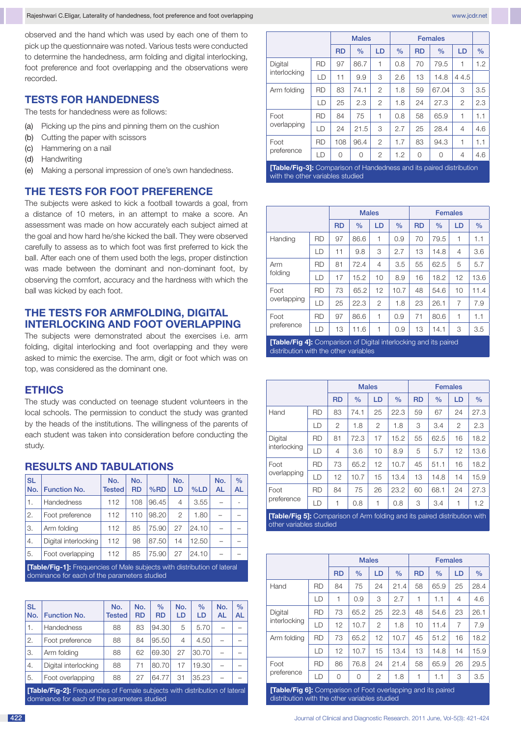observed and the hand which was used by each one of them to pick up the questionnaire was noted. Various tests were conducted to determine the handedness, arm folding and digital interlocking, foot preference and foot overlapping and the observations were recorded.

## TESTS FOR HANDEDNESS

The tests for handedness were as follows:

(a) Picking up the pins and pinning them on the cushion
(b) Cutting the paper with scissors
(c) Hammering on a nail
(d) Handwriting
(e) Making a personal impression of one's own handedness.

## THE TESTS FOR FOOT PREFERENCE

The subjects were asked to kick a football towards a goal, from a distance of 10 meters, in an attempt to make a score. An assessment was made on how accurately each subject aimed at the goal and how hard he/she kicked the ball. They were observed carefully to assess as to which foot was first preferred to kick the ball. After each one of them used both the legs, proper distinction was made between the dominant and non-dominant foot, by observing the comfort, accuracy and the hardness with which the ball was kicked by each foot.

## THE TESTS FOR ARMFOLDING, DIGITAL INTERLOCKING AND FOOT OVERLAPPING

The subjects were demonstrated about the exercises i.e. arm folding, digital interlocking and foot overlapping and they were asked to mimic the exercise. The arm, digit or foot which was on top, was considered as the dominant one.

## ETHICS

The study was conducted on teenage student volunteers in the local schools. The permission to conduct the study was granted by the heads of the institutions. The willingness of the parents of each student was taken into consideration before conducting the study.

## RESULTS AND TABULATIONS

| SL No. | Function No. | No. Tested | No. RD | %RD | No. LD | %LD | No. AL | % AL |
|---|---|---|---|---|---|---|---|---|
| 1. | Handedness | 112 | 108 | 96.45 | 4 | 3.55 | – | - |
| 2. | Foot preference | 112 | 110 | 98.20 | 2 | 1.80 | – | – |
| 3. | Arm folding | 112 | 85 | 75.90 | 27 | 24.10 | – | – |
| 4. | Digital interlocking | 112 | 98 | 87.50 | 14 | 12.50 | – | – |
| 5. | Foot overlapping | 112 | 85 | 75.90 | 27 | 24.10 | – | – |

**[Table/Fig-1]:** Frequencies of Male subjects with distribution of lateral dominance for each of the parameters studied

| SL No. | Function No. | No. Tested | No. RD | % RD | No. LD | % LD | No. AL | % AL |
|---|---|---|---|---|---|---|---|---|
| 1. | Handedness | 88 | 83 | 94.30 | 5 | 5.70 | – | – |
| 2. | Foot preference | 88 | 84 | 95.50 | 4 | 4.50 | – | – |
| 3. | Arm folding | 88 | 62 | 69.30 | 27 | 30.70 | – | – |
| 4. | Digital interlocking | 88 | 71 | 80.70 | 17 | 19.30 | – | – |
| 5. | Foot overlapping | 88 | 27 | 64.77 | 31 | 35.23 | – | – |

**[Table/Fig-2]:** Frequencies of Female subjects with distribution of lateral dominance for each of the parameters studied

| | | Males | | | | Females | | | |
|---|---|---|---|---|---|---|---|---|---|
| | | RD | % | LD | % | RD | % | LD | % |
| Digital interlocking | RD | 97 | 86.7 | 1 | 0.8 | 70 | 79.5 | 1 | 1.2 |
| | LD | 11 | 9.9 | 3 | 2.6 | 13 | 14.8 | 4 4.5 | |
| Arm folding | RD | 83 | 74.1 | 2 | 1.8 | 59 | 67.04 | 3 | 3.5 |
| | LD | 25 | 2.3 | 2 | 1.8 | 24 | 27.3 | 2 | 2.3 |
| Foot overlapping | RD | 84 | 75 | 1 | 0.8 | 58 | 65.9 | 1 | 1.1 |
| | LD | 24 | 21.5 | 3 | 2.7 | 25 | 28.4 | 4 | 4.6 |
| Foot preference | RD | 108 | 96.4 | 2 | 1.7 | 83 | 94.3 | 1 | 1.1 |
| | LD | 0 | 0 | 2 | 1.2 | 0 | 0 | 4 | 4.6 |

**[Table/Fig-3]:** Comparison of Handedness and its paired distribution with the other variables studied

| | | Males | | | | Females | | | |
|---|---|---|---|---|---|---|---|---|---|
| | | RD | % | LD | % | RD | % | LD | % |
| Handing | RD | 97 | 86.6 | 1 | 0.9 | 70 | 79.5 | 1 | 1.1 |
| | LD | 11 | 9.8 | 3 | 2.7 | 13 | 14.8 | 4 | 3.6 |
| Arm folding | RD | 81 | 72.4 | 4 | 3.5 | 55 | 62.5 | 5 | 5.7 |
| | LD | 17 | 15.2 | 10 | 8.9 | 16 | 18.2 | 12 | 13.6 |
| Foot overlapping | RD | 73 | 65.2 | 12 | 10.7 | 48 | 54.6 | 10 | 11.4 |
| | LD | 25 | 22.3 | 2 | 1.8 | 23 | 26.1 | 7 | 7.9 |
| Foot preference | RD | 97 | 86.6 | 1 | 0.9 | 71 | 80.6 | 1 | 1.1 |
| | LD | 13 | 11.6 | 1 | 0.9 | 13 | 14.1 | 3 | 3.5 |

**[Table/Fig 4]:** Comparison of Digital interlocking and its paired distribution with the other variables

| | | Males | | | | Females | | | |
|---|---|---|---|---|---|---|---|---|---|
| | | RD | % | LD | % | RD | % | LD | % |
| Hand | RD | 83 | 74.1 | 25 | 22.3 | 59 | 67 | 24 | 27.3 |
| | LD | 2 | 1.8 | 2 | 1.8 | 3 | 3.4 | 2 | 2.3 |
| Digital interlocking | RD | 81 | 72.3 | 17 | 15.2 | 55 | 62.5 | 16 | 18.2 |
| | LD | 4 | 3.6 | 10 | 8.9 | 5 | 5.7 | 12 | 13.6 |
| Foot overlapping | RD | 73 | 65.2 | 12 | 10.7 | 45 | 51.1 | 16 | 18.2 |
| | LD | 12 | 10.7 | 15 | 13.4 | 13 | 14.8 | 14 | 15.9 |
| Foot preference | RD | 84 | 75 | 26 | 23.2 | 60 | 68.1 | 24 | 27.3 |
| | LD | 1 | 0.8 | 1 | 0.8 | 3 | 3.4 | 1 | 1.2 |

**[Table/Fig 5]:** Comparison of Arm folding and its paired distribution with other variables studied

| | | Males | | | | Females | | | |
|---|---|---|---|---|---|---|---|---|---|
| | | RD | % | LD | % | RD | % | LD | % |
| Hand | RD | 84 | 75 | 24 | 21.4 | 58 | 65.9 | 25 | 28.4 |
| | LD | 1 | 0.9 | 3 | 2.7 | 1 | 1.1 | 4 | 4.6 |
| Digital interlocking | RD | 73 | 65.2 | 25 | 22.3 | 48 | 54.6 | 23 | 26.1 |
| | LD | 12 | 10.7 | 2 | 1.8 | 10 | 11.4 | 7 | 7.9 |
| Arm folding | RD | 73 | 65.2 | 12 | 10.7 | 45 | 51.2 | 16 | 18.2 |
| | LD | 12 | 10.7 | 15 | 13.4 | 13 | 14.8 | 14 | 15.9 |
| Foot preference | RD | 86 | 76.8 | 24 | 21.4 | 58 | 65.9 | 26 | 29.5 |
| | LD | 0 | 0 | 2 | 1.8 | 1 | 1.1 | 3 | 3.5 |

**[Table/Fig 6]:** Comparison of Foot overlapping and its paired distribution with the other variables studied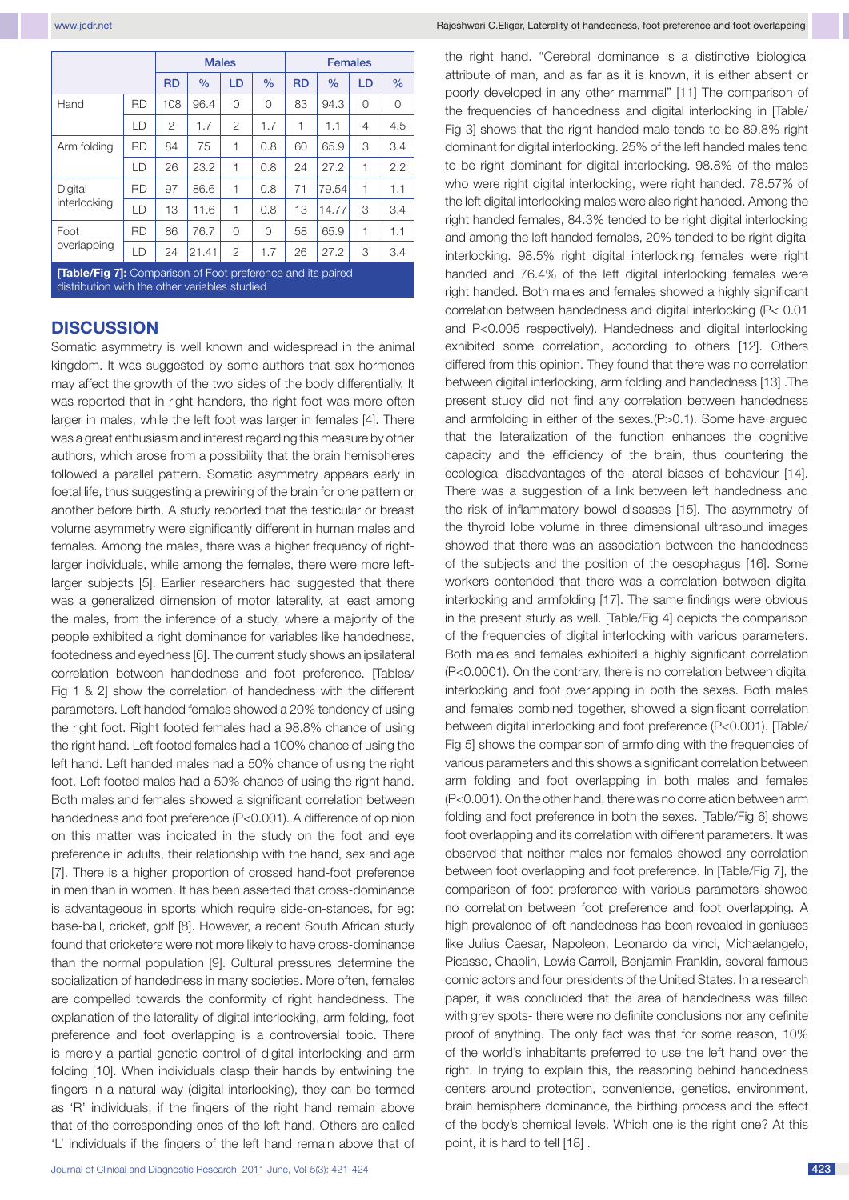| | | Males | | | | Females | | | |
|---|---|---|---|---|---|---|---|---|---|
| | | RD | % | LD | % | RD | % | LD | % |
| Hand | RD | 108 | 96.4 | 0 | 0 | 83 | 94.3 | 0 | 0 |
| | LD | 2 | 1.7 | 2 | 1.7 | 1 | 1.1 | 4 | 4.5 |
| Arm folding | RD | 84 | 75 | 1 | 0.8 | 60 | 65.9 | 3 | 3.4 |
| | LD | 26 | 23.2 | 1 | 0.8 | 24 | 27.2 | 1 | 2.2 |
| Digital interlocking | RD | 97 | 86.6 | 1 | 0.8 | 71 | 79.54 | 1 | 1.1 |
| | LD | 13 | 11.6 | 1 | 0.8 | 13 | 14.77 | 3 | 3.4 |
| Foot overlapping | RD | 86 | 76.7 | 0 | 0 | 58 | 65.9 | 1 | 1.1 |
| | LD | 24 | 21.41 | 2 | 1.7 | 26 | 27.2 | 3 | 3.4 |

**[Table/Fig 7]:** Comparison of Foot preference and its paired distribution with the other variables studied

## DISCUSSION

Somatic asymmetry is well known and widespread in the animal kingdom. It was suggested by some authors that sex hormones may affect the growth of the two sides of the body differentially. It was reported that in right-handers, the right foot was more often larger in males, while the left foot was larger in females [4]. There was a great enthusiasm and interest regarding this measure by other authors, which arose from a possibility that the brain hemispheres followed a parallel pattern. Somatic asymmetry appears early in foetal life, thus suggesting a prewiring of the brain for one pattern or another before birth. A study reported that the testicular or breast volume asymmetry were significantly different in human males and females. Among the males, there was a higher frequency of right-larger individuals, while among the females, there were more left-larger subjects [5]. Earlier researchers had suggested that there was a generalized dimension of motor laterality, at least among the males, from the inference of a study, where a majority of the people exhibited a right dominance for variables like handedness, footedness and eyedness [6]. The current study shows an ipsilateral correlation between handedness and foot preference. [Tables/Fig 1 & 2] show the correlation of handedness with the different parameters. Left handed females showed a 20% tendency of using the right foot. Right footed females had a 98.8% chance of using the right hand. Left footed females had a 100% chance of using the left hand. Left handed males had a 50% chance of using the right foot. Left footed males had a 50% chance of using the right hand. Both males and females showed a significant correlation between handedness and foot preference (P<0.001). A difference of opinion on this matter was indicated in the study on the foot and eye preference in adults, their relationship with the hand, sex and age [7]. There is a higher proportion of crossed hand-foot preference in men than in women. It has been asserted that cross-dominance is advantageous in sports which require side-on-stances, for eg: base-ball, cricket, golf [8]. However, a recent South African study found that cricketers were not more likely to have cross-dominance than the normal population [9]. Cultural pressures determine the socialization of handedness in many societies. More often, females are compelled towards the conformity of right handedness. The explanation of the laterality of digital interlocking, arm folding, foot preference and foot overlapping is a controversial topic. There is merely a partial genetic control of digital interlocking and arm folding [10]. When individuals clasp their hands by entwining the fingers in a natural way (digital interlocking), they can be termed as 'R' individuals, if the fingers of the right hand remain above that of the corresponding ones of the left hand. Others are called 'L' individuals if the fingers of the left hand remain above that of the right hand. "Cerebral dominance is a distinctive biological attribute of man, and as far as it is known, it is either absent or poorly developed in any other mammal" [11] The comparison of the frequencies of handedness and digital interlocking in [Table/Fig 3] shows that the right handed male tends to be 89.8% right dominant for digital interlocking. 25% of the left handed males tend to be right dominant for digital interlocking. 98.8% of the males who were right digital interlocking, were right handed. 78.57% of the left digital interlocking males were also right handed. Among the right handed females, 84.3% tended to be right digital interlocking and among the left handed females, 20% tended to be right digital interlocking. 98.5% right digital interlocking females were right handed and 76.4% of the left digital interlocking females were right handed. Both males and females showed a highly significant correlation between handedness and digital interlocking (P< 0.01 and P<0.005 respectively). Handedness and digital interlocking exhibited some correlation, according to others [12]. Others differed from this opinion. They found that there was no correlation between digital interlocking, arm folding and handedness [13] .The present study did not find any correlation between handedness and armfolding in either of the sexes.(P>0.1). Some have argued that the lateralization of the function enhances the cognitive capacity and the efficiency of the brain, thus countering the ecological disadvantages of the lateral biases of behaviour [14]. There was a suggestion of a link between left handedness and the risk of inflammatory bowel diseases [15]. The asymmetry of the thyroid lobe volume in three dimensional ultrasound images showed that there was an association between the handedness of the subjects and the position of the oesophagus [16]. Some workers contended that there was a correlation between digital interlocking and armfolding [17]. The same findings were obvious in the present study as well. [Table/Fig 4] depicts the comparison of the frequencies of digital interlocking with various parameters. Both males and females exhibited a highly significant correlation (P<0.0001). On the contrary, there is no correlation between digital interlocking and foot overlapping in both the sexes. Both males and females combined together, showed a significant correlation between digital interlocking and foot preference (P<0.001). [Table/Fig 5] shows the comparison of armfolding with the frequencies of various parameters and this shows a significant correlation between arm folding and foot overlapping in both males and females (P<0.001). On the other hand, there was no correlation between arm folding and foot preference in both the sexes. [Table/Fig 6] shows foot overlapping and its correlation with different parameters. It was observed that neither males nor females showed any correlation between foot overlapping and foot preference. In [Table/Fig 7], the comparison of foot preference with various parameters showed no correlation between foot preference and foot overlapping. A high prevalence of left handedness has been revealed in geniuses like Julius Caesar, Napoleon, Leonardo da vinci, Michaelangelo, Picasso, Chaplin, Lewis Carroll, Benjamin Franklin, several famous comic actors and four presidents of the United States. In a research paper, it was concluded that the area of handedness was filled with grey spots- there were no definite conclusions nor any definite proof of anything. The only fact was that for some reason, 10% of the world's inhabitants preferred to use the left hand over the right. In trying to explain this, the reasoning behind handedness centers around protection, convenience, genetics, environment, brain hemisphere dominance, the birthing process and the effect of the body's chemical levels. Which one is the right one? At this point, it is hard to tell [18] .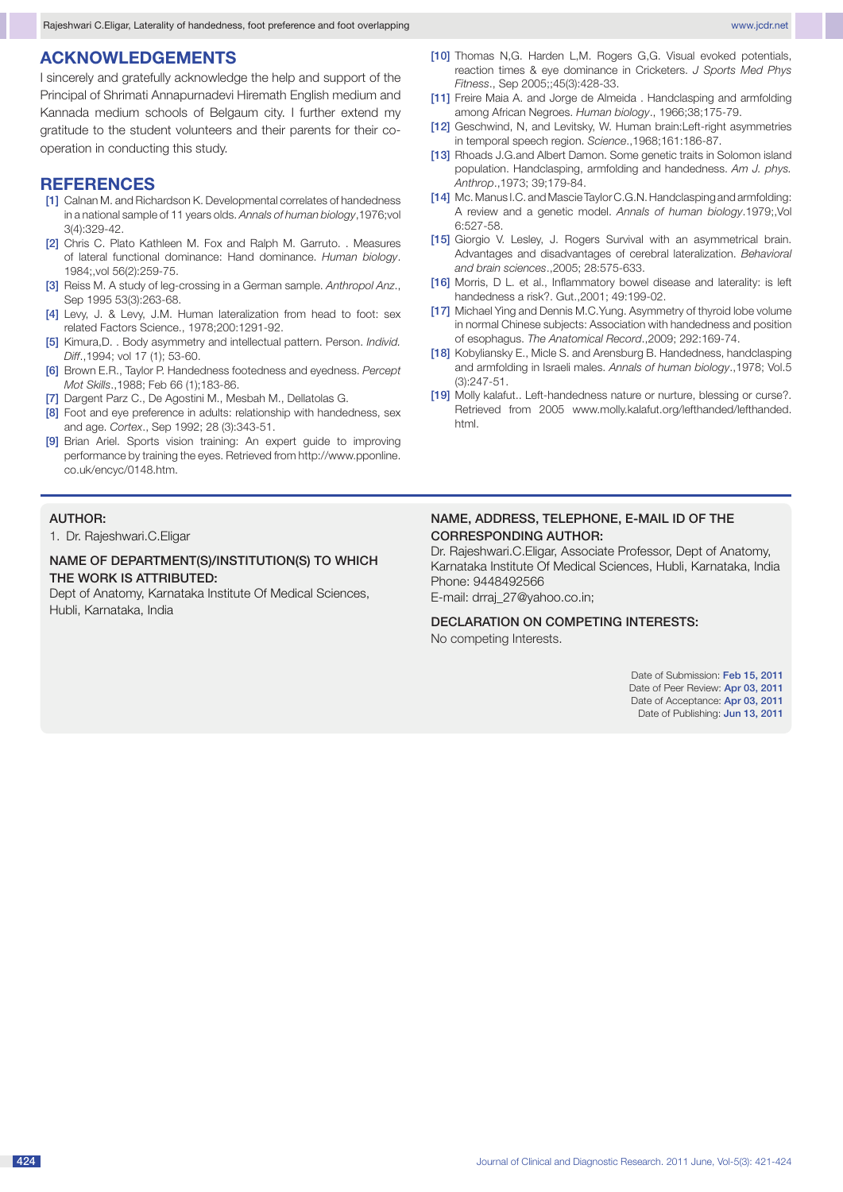## ACKNOWLEDGEMENTS

I sincerely and gratefully acknowledge the help and support of the Principal of Shrimati Annapurnadevi Hiremath English medium and Kannada medium schools of Belgaum city. I further extend my gratitude to the student volunteers and their parents for their co-operation in conducting this study.

## REFERENCES

[1] Calnan M. and Richardson K. Developmental correlates of handedness in a national sample of 11 years olds. *Annals of human biology*,1976;vol 3(4):329-42.

[2] Chris C. Plato Kathleen M. Fox and Ralph M. Garruto. . Measures of lateral functional dominance: Hand dominance. *Human biology*. 1984;,vol 56(2):259-75.

[3] Reiss M. A study of leg-crossing in a German sample. *Anthropol Anz*., Sep 1995 53(3):263-68.

[4] Levy, J. & Levy, J.M. Human lateralization from head to foot: sex related Factors Science., 1978;200:1291-92.

[5] Kimura,D. . Body asymmetry and intellectual pattern. Person. *Individ. Diff*.,1994; vol 17 (1); 53-60.

[6] Brown E.R., Taylor P. Handedness footedness and eyedness. *Percept Mot Skills*.,1988; Feb 66 (1);183-86.

[7] Dargent Parz C., De Agostini M., Mesbah M., Dellatolas G.

[8] Foot and eye preference in adults: relationship with handedness, sex and age. *Cortex*., Sep 1992; 28 (3):343-51.

[9] Brian Ariel. Sports vision training: An expert guide to improving performance by training the eyes. Retrieved from http://www.pponline.co.uk/encyc/0148.htm.

[10] Thomas N,G. Harden L,M. Rogers G,G. Visual evoked potentials, reaction times & eye dominance in Cricketers. *J Sports Med Phys Fitness*., Sep 2005;;45(3):428-33.

[11] Freire Maia A. and Jorge de Almeida . Handclasping and armfolding among African Negroes. *Human biology*., 1966;38;175-79.

[12] Geschwind, N, and Levitsky, W. Human brain:Left-right asymmetries in temporal speech region. *Science*.,1968;161:186-87.

[13] Rhoads J.G.and Albert Damon. Some genetic traits in Solomon island population. Handclasping, armfolding and handedness. *Am J. phys. Anthrop*.,1973; 39;179-84.

[14] Mc. Manus I.C. and Mascie Taylor C.G.N. Handclasping and armfolding: A review and a genetic model. *Annals of human biology*.1979;,Vol 6:527-58.

[15] Giorgio V. Lesley, J. Rogers Survival with an asymmetrical brain. Advantages and disadvantages of cerebral lateralization. *Behavioral and brain sciences*.,2005; 28:575-633.

[16] Morris, D L. et al., Inflammatory bowel disease and laterality: is left handedness a risk?. Gut.,2001; 49:199-02.

[17] Michael Ying and Dennis M.C.Yung. Asymmetry of thyroid lobe volume in normal Chinese subjects: Association with handedness and position of esophagus. *The Anatomical Record*.,2009; 292:169-74.

[18] Kobyliansky E., Micle S. and Arensburg B. Handedness, handclasping and armfolding in Israeli males. *Annals of human biology*.,1978; Vol.5 (3):247-51.

[19] Molly kalafut.. Left-handedness nature or nurture, blessing or curse?. Retrieved from 2005 www.molly.kalafut.org/lefthanded/lefthanded.html.

---

**AUTHOR:**

1. Dr. Rajeshwari.C.Eligar

**NAME OF DEPARTMENT(S)/INSTITUTION(S) TO WHICH THE WORK IS ATTRIBUTED:**

Dept of Anatomy, Karnataka Institute Of Medical Sciences, Hubli, Karnataka, India

**NAME, ADDRESS, TELEPHONE, E-MAIL ID OF THE CORRESPONDING AUTHOR:**

Dr. Rajeshwari.C.Eligar, Associate Professor, Dept of Anatomy, Karnataka Institute Of Medical Sciences, Hubli, Karnataka, India
Phone: 9448492566
E-mail: drraj_27@yahoo.co.in;

**DECLARATION ON COMPETING INTERESTS:**

No competing Interests.

Date of Submission: **Feb 15, 2011**
Date of Peer Review: **Apr 03, 2011**
Date of Acceptance: **Apr 03, 2011**
Date of Publishing: **Jun 13, 2011**